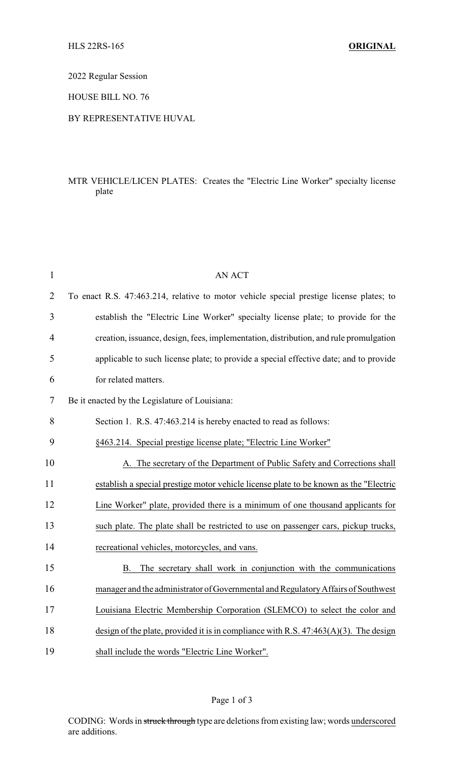HLS 22RS-165 **ORIGINAL**

2022 Regular Session

HOUSE BILL NO. 76

BY REPRESENTATIVE HUVAL

MTR VEHICLE/LICEN PLATES: Creates the "Electric Line Worker" specialty license plate

AN ACT

To enact R.S. 47:463.214, relative to motor vehicle special prestige license plates; to establish the "Electric Line Worker" specialty license plate; to provide for the creation, issuance, design, fees, implementation, distribution, and rule promulgation applicable to such license plate; to provide a special effective date; and to provide for related matters.

Be it enacted by the Legislature of Louisiana:

Section 1. R.S. 47:463.214 is hereby enacted to read as follows:

§463.214. Special prestige license plate; "Electric Line Worker"

A. The secretary of the Department of Public Safety and Corrections shall establish a special prestige motor vehicle license plate to be known as the "Electric Line Worker" plate, provided there is a minimum of one thousand applicants for such plate. The plate shall be restricted to use on passenger cars, pickup trucks, recreational vehicles, motorcycles, and vans.

B. The secretary shall work in conjunction with the communications manager and the administrator of Governmental and Regulatory Affairs of Southwest Louisiana Electric Membership Corporation (SLEMCO) to select the color and design of the plate, provided it is in compliance with R.S. 47:463(A)(3). The design shall include the words "Electric Line Worker".

CODING: Words in ~~struck through~~ type are deletions from existing law; words underscored are additions.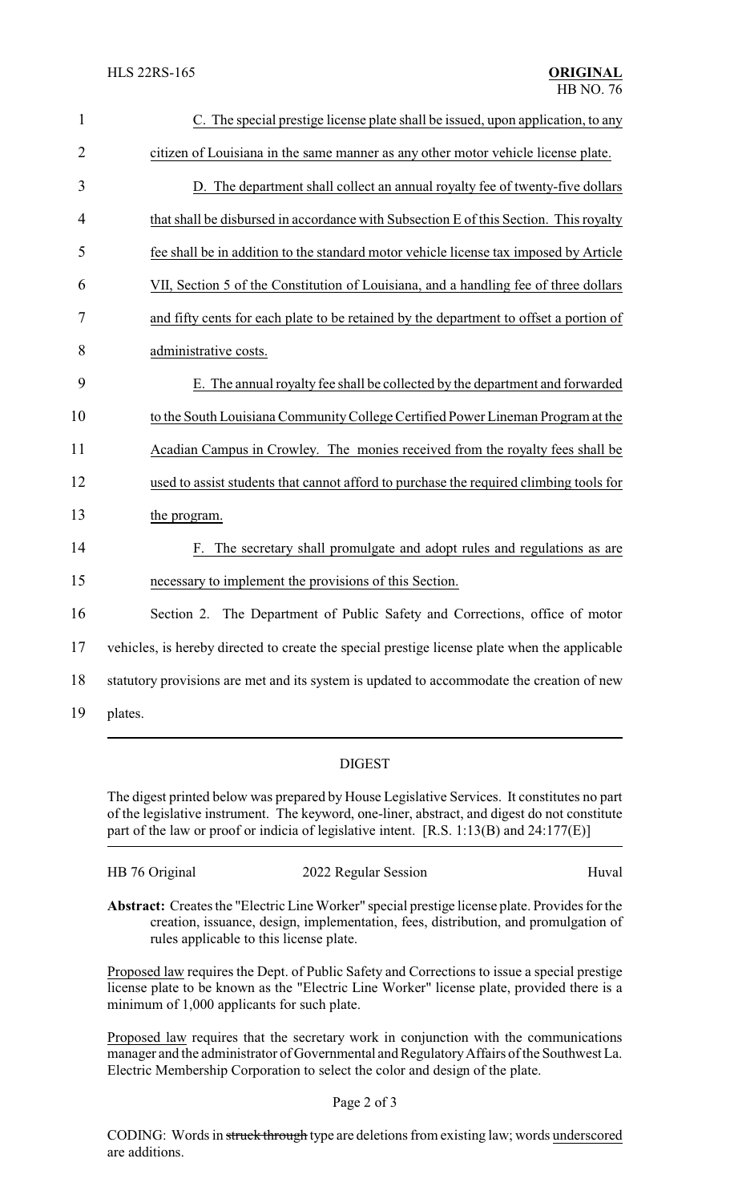C. The special prestige license plate shall be issued, upon application, to any citizen of Louisiana in the same manner as any other motor vehicle license plate.

D. The department shall collect an annual royalty fee of twenty-five dollars that shall be disbursed in accordance with Subsection E of this Section. This royalty fee shall be in addition to the standard motor vehicle license tax imposed by Article VII, Section 5 of the Constitution of Louisiana, and a handling fee of three dollars and fifty cents for each plate to be retained by the department to offset a portion of administrative costs.

E. The annual royalty fee shall be collected by the department and forwarded to the South Louisiana Community College Certified Power Lineman Program at the Acadian Campus in Crowley. The monies received from the royalty fees shall be used to assist students that cannot afford to purchase the required climbing tools for the program.

F. The secretary shall promulgate and adopt rules and regulations as are necessary to implement the provisions of this Section.

Section 2. The Department of Public Safety and Corrections, office of motor vehicles, is hereby directed to create the special prestige license plate when the applicable statutory provisions are met and its system is updated to accommodate the creation of new plates.

## DIGEST

The digest printed below was prepared by House Legislative Services. It constitutes no part of the legislative instrument. The keyword, one-liner, abstract, and digest do not constitute part of the law or proof or indicia of legislative intent. [R.S. 1:13(B) and 24:177(E)]

HB 76 Original 2022 Regular Session Huval

**Abstract:** Creates the "Electric Line Worker" special prestige license plate. Provides for the creation, issuance, design, implementation, fees, distribution, and promulgation of rules applicable to this license plate.

Proposed law requires the Dept. of Public Safety and Corrections to issue a special prestige license plate to be known as the "Electric Line Worker" license plate, provided there is a minimum of 1,000 applicants for such plate.

Proposed law requires that the secretary work in conjunction with the communications manager and the administrator of Governmental and Regulatory Affairs of the Southwest La. Electric Membership Corporation to select the color and design of the plate.

CODING: Words in ~~struck through~~ type are deletions from existing law; words underscored are additions.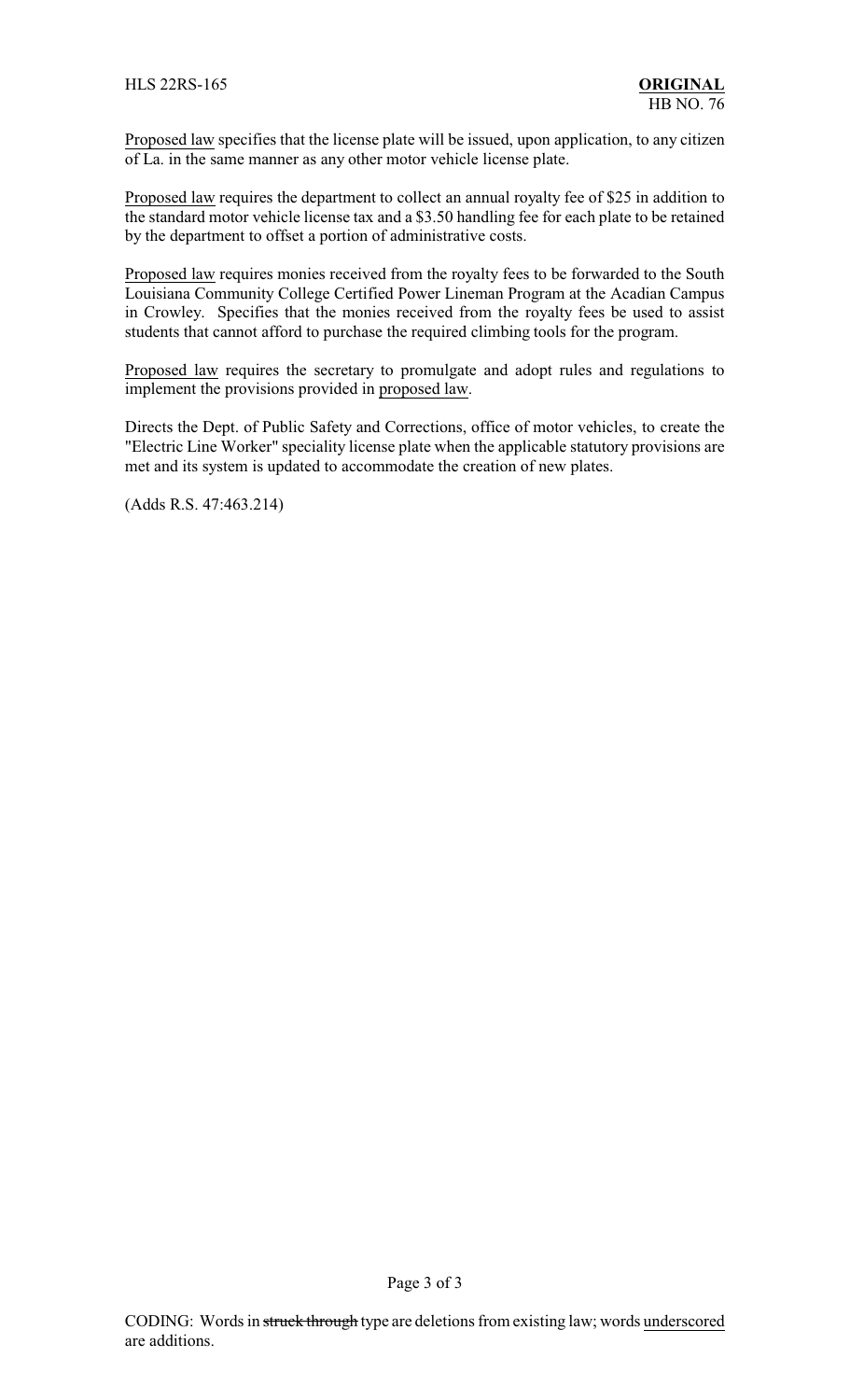Proposed law specifies that the license plate will be issued, upon application, to any citizen of La. in the same manner as any other motor vehicle license plate.

Proposed law requires the department to collect an annual royalty fee of $25 in addition to the standard motor vehicle license tax and a $3.50 handling fee for each plate to be retained by the department to offset a portion of administrative costs.

Proposed law requires monies received from the royalty fees to be forwarded to the South Louisiana Community College Certified Power Lineman Program at the Acadian Campus in Crowley. Specifies that the monies received from the royalty fees be used to assist students that cannot afford to purchase the required climbing tools for the program.

Proposed law requires the secretary to promulgate and adopt rules and regulations to implement the provisions provided in proposed law.

Directs the Dept. of Public Safety and Corrections, office of motor vehicles, to create the "Electric Line Worker" speciality license plate when the applicable statutory provisions are met and its system is updated to accommodate the creation of new plates.

(Adds R.S. 47:463.214)

CODING: Words in ~~struck through~~ type are deletions from existing law; words underscored are additions.